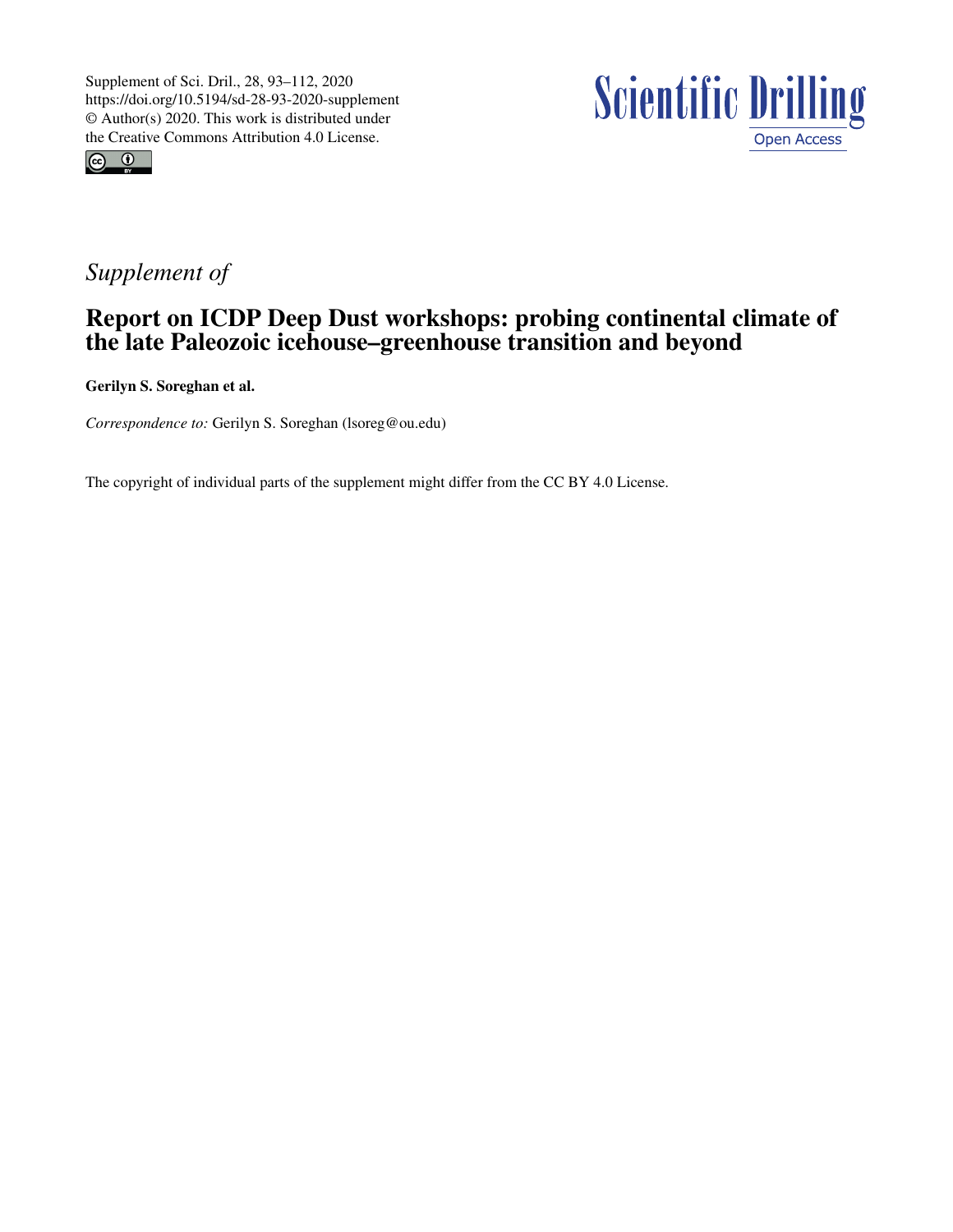Supplement of Sci. Dril., 28, 93–112, 2020
https://doi.org/10.5194/sd-28-93-2020-supplement
© Author(s) 2020. This work is distributed under
the Creative Commons Attribution 4.0 License.

**Scientific Drilling**
Open Access

*Supplement of*

# Report on ICDP Deep Dust workshops: probing continental climate of the late Paleozoic icehouse–greenhouse transition and beyond

**Gerilyn S. Soreghan et al.**

*Correspondence to:* Gerilyn S. Soreghan (lsoreg@ou.edu)

The copyright of individual parts of the supplement might differ from the CC BY 4.0 License.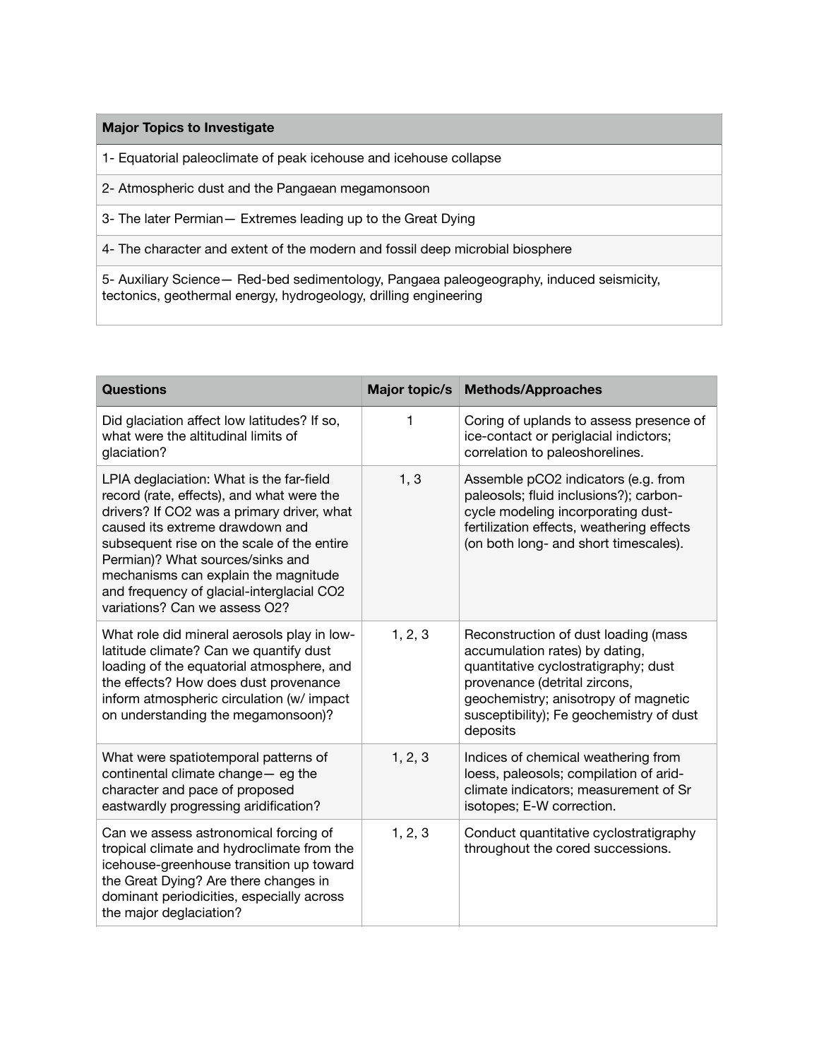| Major Topics to Investigate |
|---|
| 1- Equatorial paleoclimate of peak icehouse and icehouse collapse |
| 2- Atmospheric dust and the Pangaean megamonsoon |
| 3- The later Permian— Extremes leading up to the Great Dying |
| 4- The character and extent of the modern and fossil deep microbial biosphere |
| 5- Auxiliary Science— Red-bed sedimentology, Pangaea paleogeography, induced seismicity, tectonics, geothermal energy, hydrogeology, drilling engineering |

| Questions | Major topic/s | Methods/Approaches |
|---|---|---|
| Did glaciation affect low latitudes? If so, what were the altitudinal limits of glaciation? | 1 | Coring of uplands to assess presence of ice-contact or periglacial indictors; correlation to paleoshorelines. |
| LPIA deglaciation: What is the far-field record (rate, effects), and what were the drivers? If CO2 was a primary driver, what caused its extreme drawdown and subsequent rise on the scale of the entire Permian)? What sources/sinks and mechanisms can explain the magnitude and frequency of glacial-interglacial CO2 variations? Can we assess O2? | 1, 3 | Assemble pCO2 indicators (e.g. from paleosols; fluid inclusions?); carbon-cycle modeling incorporating dust-fertilization effects, weathering effects (on both long- and short timescales). |
| What role did mineral aerosols play in low-latitude climate? Can we quantify dust loading of the equatorial atmosphere, and the effects? How does dust provenance inform atmospheric circulation (w/ impact on understanding the megamonsoon)? | 1, 2, 3 | Reconstruction of dust loading (mass accumulation rates) by dating, quantitative cyclostratigraphy; dust provenance (detrital zircons, geochemistry; anisotropy of magnetic susceptibility); Fe geochemistry of dust deposits |
| What were spatiotemporal patterns of continental climate change— eg the character and pace of proposed eastwardly progressing aridification? | 1, 2, 3 | Indices of chemical weathering from loess, paleosols; compilation of arid-climate indicators; measurement of Sr isotopes; E-W correction. |
| Can we assess astronomical forcing of tropical climate and hydroclimate from the icehouse-greenhouse transition up toward the Great Dying? Are there changes in dominant periodicities, especially across the major deglaciation? | 1, 2, 3 | Conduct quantitative cyclostratigraphy throughout the cored successions. |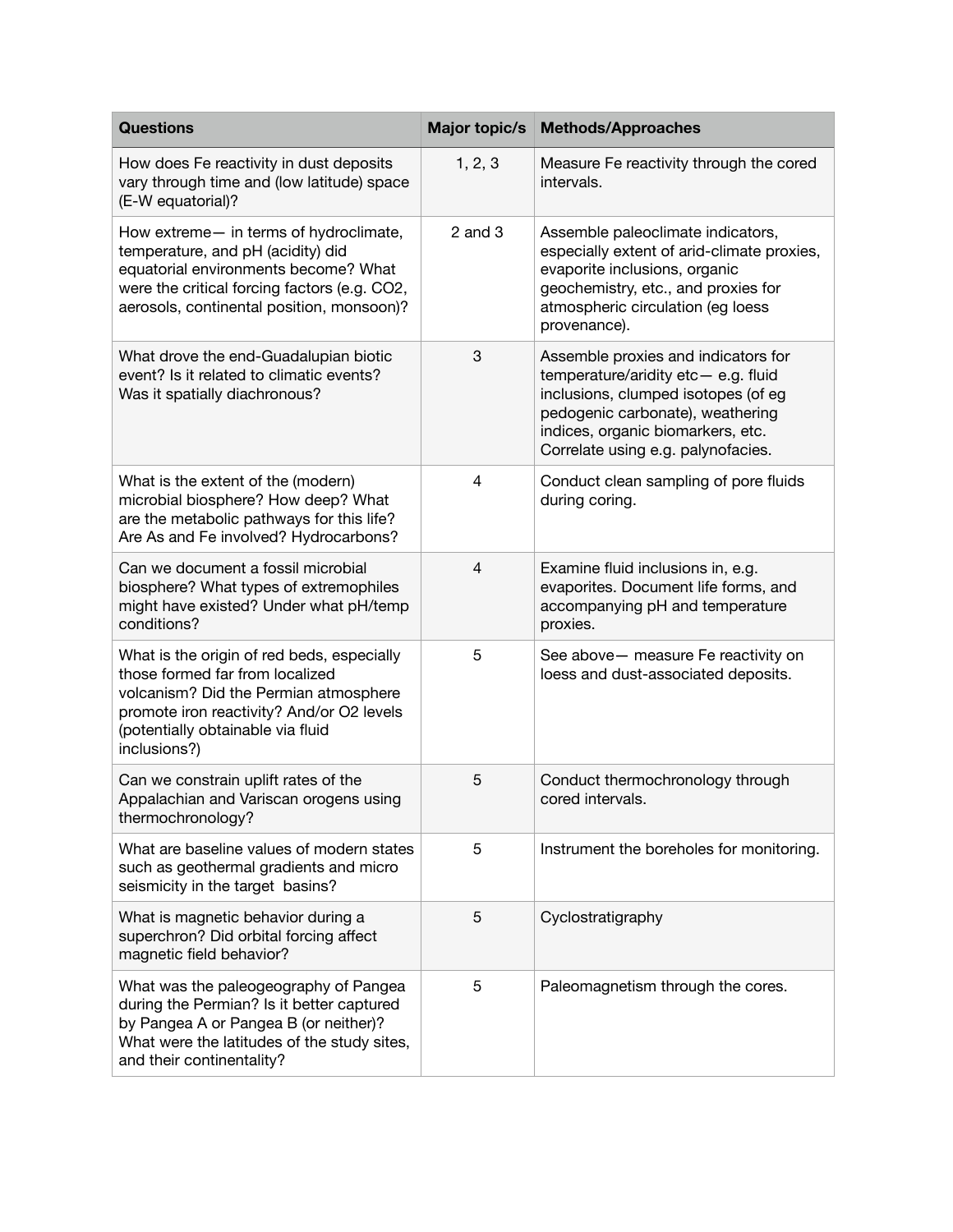| Questions | Major topic/s | Methods/Approaches |
|---|---|---|
| How does Fe reactivity in dust deposits vary through time and (low latitude) space (E-W equatorial)? | 1, 2, 3 | Measure Fe reactivity through the cored intervals. |
| How extreme— in terms of hydroclimate, temperature, and pH (acidity) did equatorial environments become? What were the critical forcing factors (e.g. CO2, aerosols, continental position, monsoon)? | 2 and 3 | Assemble paleoclimate indicators, especially extent of arid-climate proxies, evaporite inclusions, organic geochemistry, etc., and proxies for atmospheric circulation (eg loess provenance). |
| What drove the end-Guadalupian biotic event? Is it related to climatic events? Was it spatially diachronous? | 3 | Assemble proxies and indicators for temperature/aridity etc— e.g. fluid inclusions, clumped isotopes (of eg pedogenic carbonate), weathering indices, organic biomarkers, etc. Correlate using e.g. palynofacies. |
| What is the extent of the (modern) microbial biosphere? How deep? What are the metabolic pathways for this life? Are As and Fe involved? Hydrocarbons? | 4 | Conduct clean sampling of pore fluids during coring. |
| Can we document a fossil microbial biosphere? What types of extremophiles might have existed? Under what pH/temp conditions? | 4 | Examine fluid inclusions in, e.g. evaporites. Document life forms, and accompanying pH and temperature proxies. |
| What is the origin of red beds, especially those formed far from localized volcanism? Did the Permian atmosphere promote iron reactivity? And/or O2 levels (potentially obtainable via fluid inclusions?) | 5 | See above— measure Fe reactivity on loess and dust-associated deposits. |
| Can we constrain uplift rates of the Appalachian and Variscan orogens using thermochronology? | 5 | Conduct thermochronology through cored intervals. |
| What are baseline values of modern states such as geothermal gradients and micro seismicity in the target basins? | 5 | Instrument the boreholes for monitoring. |
| What is magnetic behavior during a superchron? Did orbital forcing affect magnetic field behavior? | 5 | Cyclostratigraphy |
| What was the paleogeography of Pangea during the Permian? Is it better captured by Pangea A or Pangea B (or neither)? What were the latitudes of the study sites, and their continentality? | 5 | Paleomagnetism through the cores. |